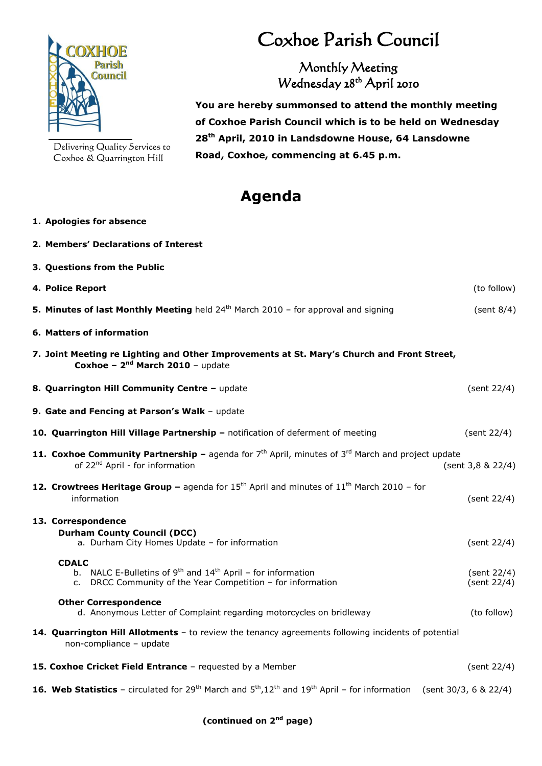# Coxhoe Parish Council

Delivering Quality Services to Coxhoe & Quarrington Hill

## Monthly Meeting
## Wednesday 28th April 2010

**You are hereby summonsed to attend the monthly meeting of Coxhoe Parish Council which is to be held on Wednesday 28th April, 2010 in Landsdowne House, 64 Lansdowne Road, Coxhoe, commencing at 6.45 p.m.**

# Agenda

1. **Apologies for absence**

2. **Members' Declarations of Interest**

3. **Questions from the Public**

4. **Police Report** (to follow)

5. **Minutes of last Monthly Meeting** held 24th March 2010 – for approval and signing (sent 8/4)

6. **Matters of information**

7. **Joint Meeting re Lighting and Other Improvements at St. Mary's Church and Front Street, Coxhoe – 2nd March 2010** – update

8. **Quarrington Hill Community Centre –** update (sent 22/4)

9. **Gate and Fencing at Parson's Walk** – update

10. **Quarrington Hill Village Partnership –** notification of deferment of meeting (sent 22/4)

11. **Coxhoe Community Partnership –** agenda for 7th April, minutes of 3rd March and project update of 22nd April - for information (sent 3,8 & 22/4)

12. **Crowtrees Heritage Group –** agenda for 15th April and minutes of 11th March 2010 – for information (sent 22/4)

13. **Correspondence**

    **Durham County Council (DCC)**

    a. Durham City Homes Update – for information (sent 22/4)

    **CDALC**

    b. NALC E-Bulletins of 9th and 14th April – for information (sent 22/4)
    c. DRCC Community of the Year Competition – for information (sent 22/4)

    **Other Correspondence**

    d. Anonymous Letter of Complaint regarding motorcycles on bridleway (to follow)

14. **Quarrington Hill Allotments** – to review the tenancy agreements following incidents of potential non-compliance – update

15. **Coxhoe Cricket Field Entrance** – requested by a Member (sent 22/4)

16. **Web Statistics** – circulated for 29th March and 5th,12th and 19th April – for information (sent 30/3, 6 & 22/4)

**(continued on 2nd page)**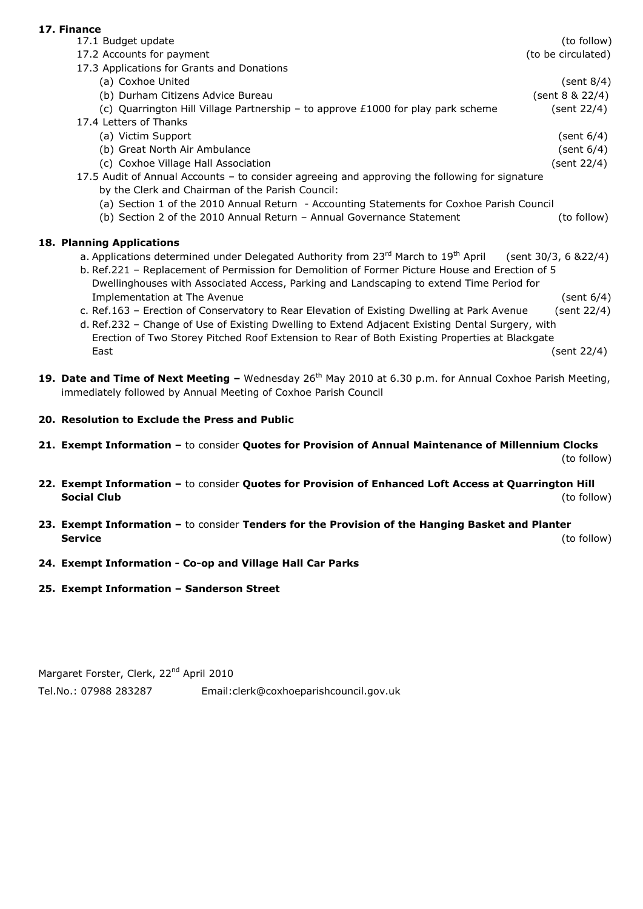**17. Finance**

17.1 Budget update (to follow)

17.2 Accounts for payment (to be circulated)

17.3 Applications for Grants and Donations

- (a) Coxhoe United (sent 8/4)
- (b) Durham Citizens Advice Bureau (sent 8 & 22/4)
- (c) Quarrington Hill Village Partnership – to approve £1000 for play park scheme (sent 22/4)

17.4 Letters of Thanks

- (a) Victim Support (sent 6/4)
- (b) Great North Air Ambulance (sent 6/4)
- (c) Coxhoe Village Hall Association (sent 22/4)

17.5 Audit of Annual Accounts – to consider agreeing and approving the following for signature by the Clerk and Chairman of the Parish Council:

- (a) Section 1 of the 2010 Annual Return - Accounting Statements for Coxhoe Parish Council
- (b) Section 2 of the 2010 Annual Return – Annual Governance Statement (to follow)

**18. Planning Applications**

a. Applications determined under Delegated Authority from 23rd March to 19th April (sent 30/3, 6 &22/4)

b. Ref.221 – Replacement of Permission for Demolition of Former Picture House and Erection of 5 Dwellinghouses with Associated Access, Parking and Landscaping to extend Time Period for Implementation at The Avenue (sent 6/4)

c. Ref.163 – Erection of Conservatory to Rear Elevation of Existing Dwelling at Park Avenue (sent 22/4)

d. Ref.232 – Change of Use of Existing Dwelling to Extend Adjacent Existing Dental Surgery, with Erection of Two Storey Pitched Roof Extension to Rear of Both Existing Properties at Blackgate East (sent 22/4)

**19. Date and Time of Next Meeting –** Wednesday 26th May 2010 at 6.30 p.m. for Annual Coxhoe Parish Meeting, immediately followed by Annual Meeting of Coxhoe Parish Council

**20. Resolution to Exclude the Press and Public**

**21. Exempt Information –** to consider **Quotes for Provision of Annual Maintenance of Millennium Clocks** (to follow)

**22. Exempt Information –** to consider **Quotes for Provision of Enhanced Loft Access at Quarrington Hill Social Club** (to follow)

**23. Exempt Information –** to consider **Tenders for the Provision of the Hanging Basket and Planter Service** (to follow)

**24. Exempt Information - Co-op and Village Hall Car Parks**

**25. Exempt Information – Sanderson Street**

Margaret Forster, Clerk, 22nd April 2010

Tel.No.: 07988 283287 Email:clerk@coxhoeparishcouncil.gov.uk